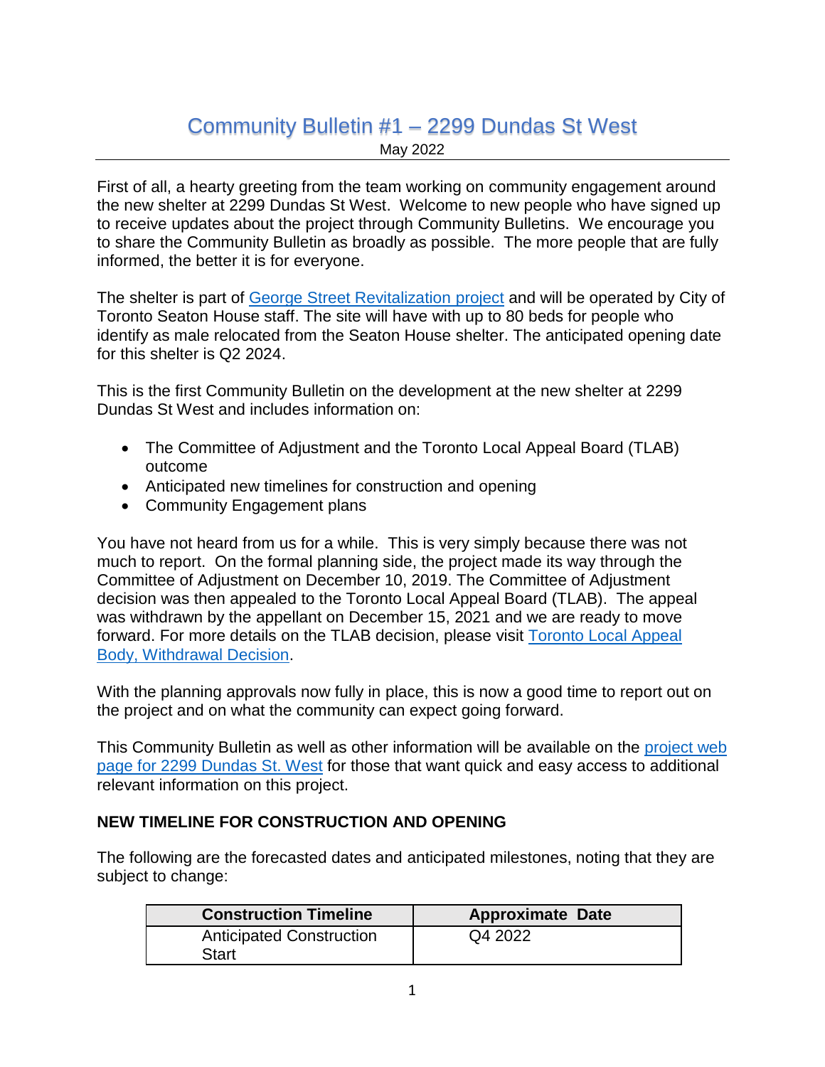# Community Bulletin #1 – 2299 Dundas St West

May 2022

First of all, a hearty greeting from the team working on community engagement around the new shelter at 2299 Dundas St West. Welcome to new people who have signed up to receive updates about the project through Community Bulletins. We encourage you to share the Community Bulletin as broadly as possible. The more people that are fully informed, the better it is for everyone.

The shelter is part of George Street Revitalization project and will be operated by City of Toronto Seaton House staff. The site will have with up to 80 beds for people who identify as male relocated from the Seaton House shelter. The anticipated opening date for this shelter is Q2 2024.

This is the first Community Bulletin on the development at the new shelter at 2299 Dundas St West and includes information on:

- The Committee of Adjustment and the Toronto Local Appeal Board (TLAB) outcome
- Anticipated new timelines for construction and opening
- Community Engagement plans

You have not heard from us for a while. This is very simply because there was not much to report. On the formal planning side, the project made its way through the Committee of Adjustment on December 10, 2019. The Committee of Adjustment decision was then appealed to the Toronto Local Appeal Board (TLAB). The appeal was withdrawn by the appellant on December 15, 2021 and we are ready to move forward. For more details on the TLAB decision, please visit Toronto Local Appeal Body, Withdrawal Decision.

With the planning approvals now fully in place, this is now a good time to report out on the project and on what the community can expect going forward.

This Community Bulletin as well as other information will be available on the project web page for 2299 Dundas St. West for those that want quick and easy access to additional relevant information on this project.

### NEW TIMELINE FOR CONSTRUCTION AND OPENING

The following are the forecasted dates and anticipated milestones, noting that they are subject to change:

| Construction Timeline | Approximate Date |
| --- | --- |
| Anticipated Construction Start | Q4 2022 |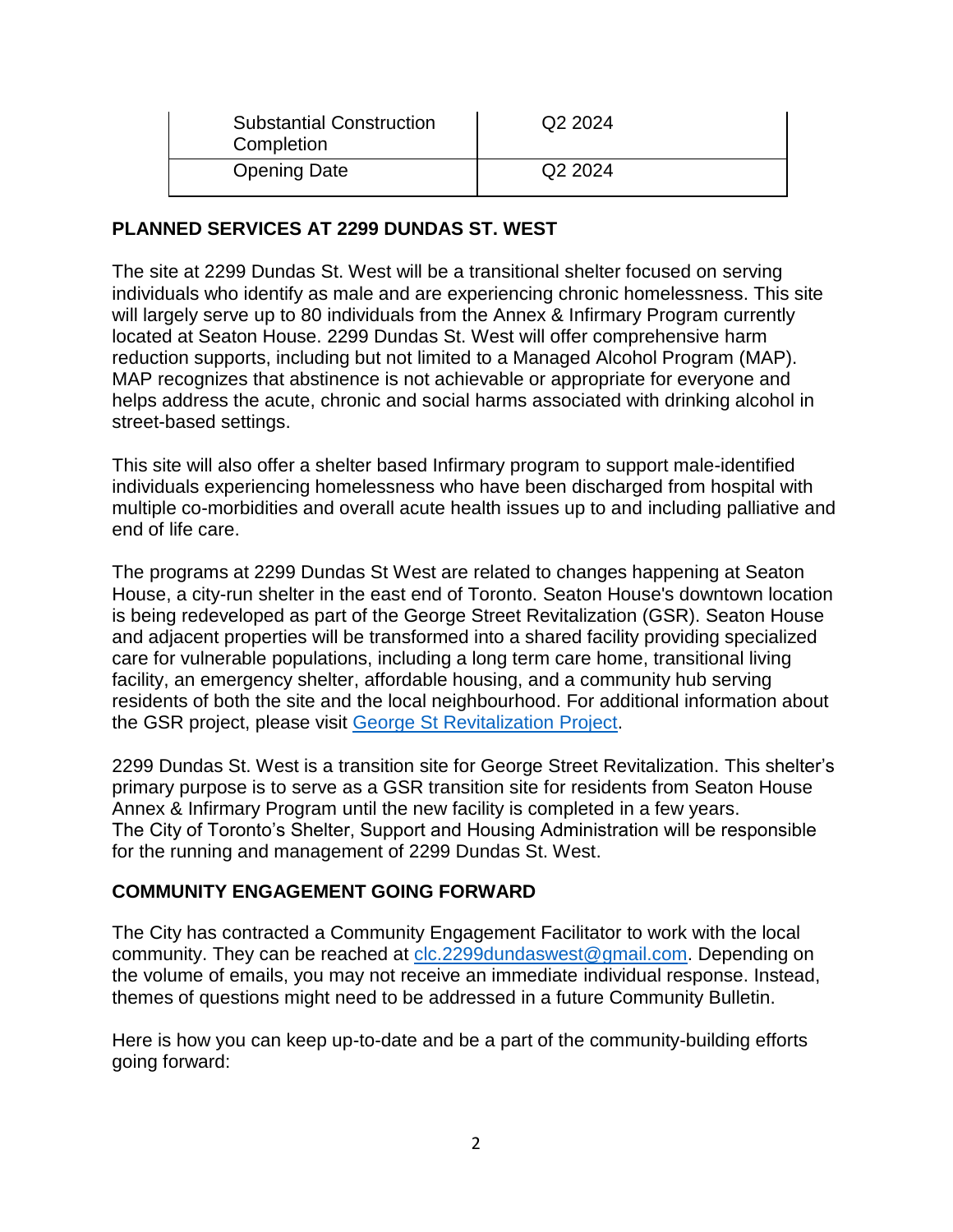| | |
|---|---|
| Substantial Construction Completion | Q2 2024 |
| Opening Date | Q2 2024 |

## PLANNED SERVICES AT 2299 DUNDAS ST. WEST

The site at 2299 Dundas St. West will be a transitional shelter focused on serving individuals who identify as male and are experiencing chronic homelessness. This site will largely serve up to 80 individuals from the Annex & Infirmary Program currently located at Seaton House. 2299 Dundas St. West will offer comprehensive harm reduction supports, including but not limited to a Managed Alcohol Program (MAP). MAP recognizes that abstinence is not achievable or appropriate for everyone and helps address the acute, chronic and social harms associated with drinking alcohol in street-based settings.

This site will also offer a shelter based Infirmary program to support male-identified individuals experiencing homelessness who have been discharged from hospital with multiple co-morbidities and overall acute health issues up to and including palliative and end of life care.

The programs at 2299 Dundas St West are related to changes happening at Seaton House, a city-run shelter in the east end of Toronto. Seaton House's downtown location is being redeveloped as part of the George Street Revitalization (GSR). Seaton House and adjacent properties will be transformed into a shared facility providing specialized care for vulnerable populations, including a long term care home, transitional living facility, an emergency shelter, affordable housing, and a community hub serving residents of both the site and the local neighbourhood. For additional information about the GSR project, please visit [George St Revitalization Project](#).

2299 Dundas St. West is a transition site for George Street Revitalization. This shelter's primary purpose is to serve as a GSR transition site for residents from Seaton House Annex & Infirmary Program until the new facility is completed in a few years.
The City of Toronto's Shelter, Support and Housing Administration will be responsible for the running and management of 2299 Dundas St. West.

## COMMUNITY ENGAGEMENT GOING FORWARD

The City has contracted a Community Engagement Facilitator to work with the local community. They can be reached at clc.2299dundaswest@gmail.com. Depending on the volume of emails, you may not receive an immediate individual response. Instead, themes of questions might need to be addressed in a future Community Bulletin.

Here is how you can keep up-to-date and be a part of the community-building efforts going forward: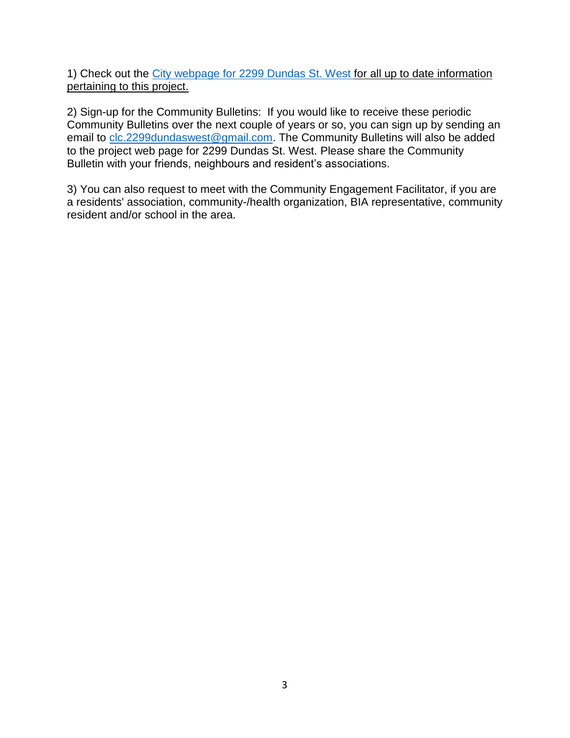1) Check out the City webpage for 2299 Dundas St. West for all up to date information pertaining to this project.

2) Sign-up for the Community Bulletins: If you would like to receive these periodic Community Bulletins over the next couple of years or so, you can sign up by sending an email to clc.2299dundaswest@gmail.com. The Community Bulletins will also be added to the project web page for 2299 Dundas St. West. Please share the Community Bulletin with your friends, neighbours and resident's associations.

3) You can also request to meet with the Community Engagement Facilitator, if you are a residents' association, community-/health organization, BIA representative, community resident and/or school in the area.